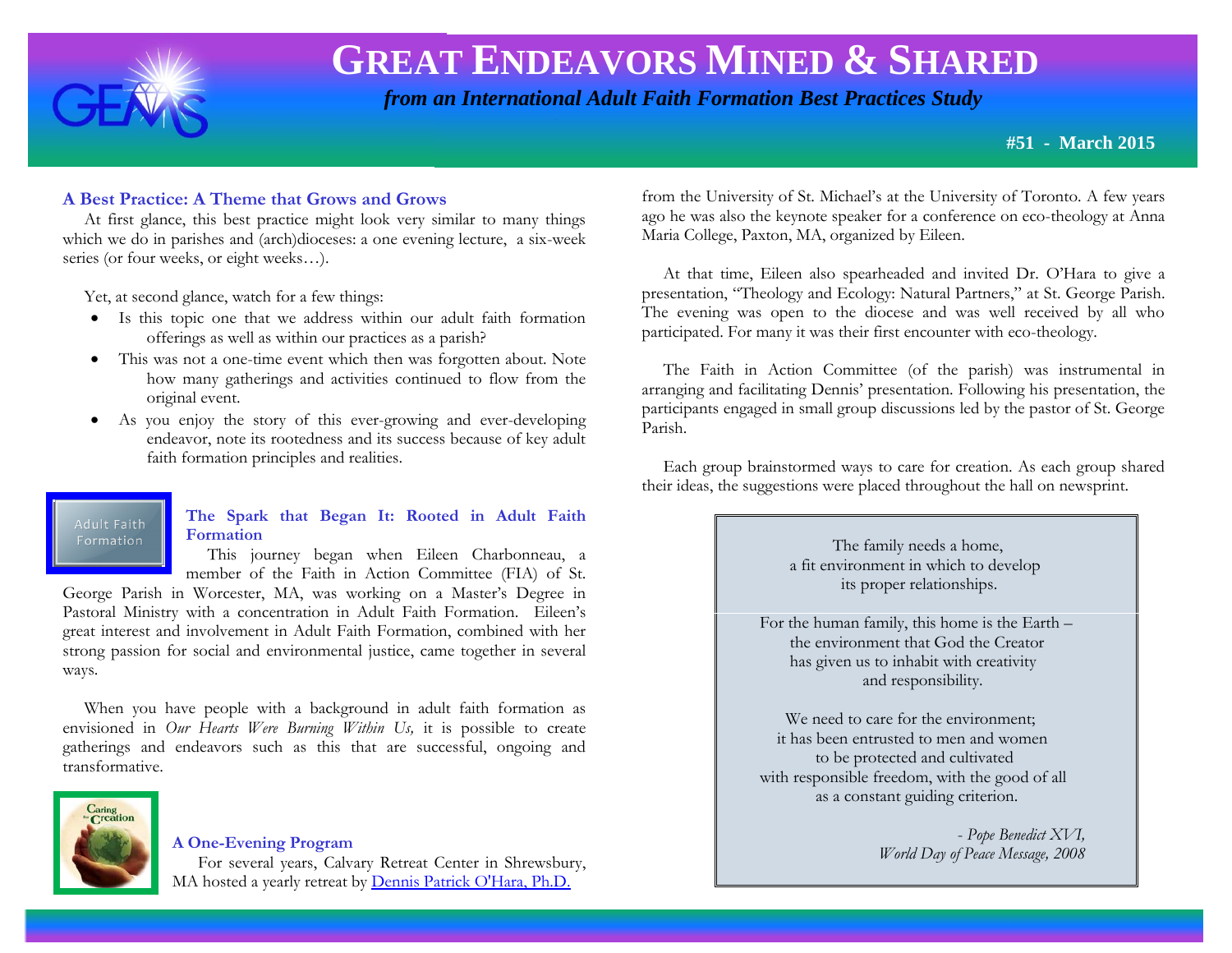# GREAT ENDEAVORS MINED & SHARED

***from an International Adult Faith Formation Best Practices Study***

**#51 - March 2015**

### A Best Practice: A Theme that Grows and Grows

At first glance, this best practice might look very similar to many things which we do in parishes and (arch)dioceses: a one evening lecture, a six-week series (or four weeks, or eight weeks…).

Yet, at second glance, watch for a few things:

- Is this topic one that we address within our adult faith formation offerings as well as within our practices as a parish?
- This was not a one-time event which then was forgotten about. Note how many gatherings and activities continued to flow from the original event.
- As you enjoy the story of this ever-growing and ever-developing endeavor, note its rootedness and its success because of key adult faith formation principles and realities.

Adult Faith Formation

### The Spark that Began It: Rooted in Adult Faith Formation

This journey began when Eileen Charbonneau, a member of the Faith in Action Committee (FIA) of St. George Parish in Worcester, MA, was working on a Master's Degree in Pastoral Ministry with a concentration in Adult Faith Formation. Eileen's great interest and involvement in Adult Faith Formation, combined with her strong passion for social and environmental justice, came together in several ways.

When you have people with a background in adult faith formation as envisioned in *Our Hearts Were Burning Within Us,* it is possible to create gatherings and endeavors such as this that are successful, ongoing and transformative.

### A One-Evening Program

For several years, Calvary Retreat Center in Shrewsbury, MA hosted a yearly retreat by Dennis Patrick O'Hara, Ph.D. from the University of St. Michael's at the University of Toronto. A few years ago he was also the keynote speaker for a conference on eco-theology at Anna Maria College, Paxton, MA, organized by Eileen.

At that time, Eileen also spearheaded and invited Dr. O'Hara to give a presentation, "Theology and Ecology: Natural Partners," at St. George Parish. The evening was open to the diocese and was well received by all who participated. For many it was their first encounter with eco-theology.

The Faith in Action Committee (of the parish) was instrumental in arranging and facilitating Dennis' presentation. Following his presentation, the participants engaged in small group discussions led by the pastor of St. George Parish.

Each group brainstormed ways to care for creation. As each group shared their ideas, the suggestions were placed throughout the hall on newsprint.

> The family needs a home,
> a fit environment in which to develop
> its proper relationships.
>
> For the human family, this home is the Earth –
> the environment that God the Creator
> has given us to inhabit with creativity
> and responsibility.
>
> We need to care for the environment;
> it has been entrusted to men and women
> to be protected and cultivated
> with responsible freedom, with the good of all
> as a constant guiding criterion.
>
> *- Pope Benedict XVI,*
> *World Day of Peace Message, 2008*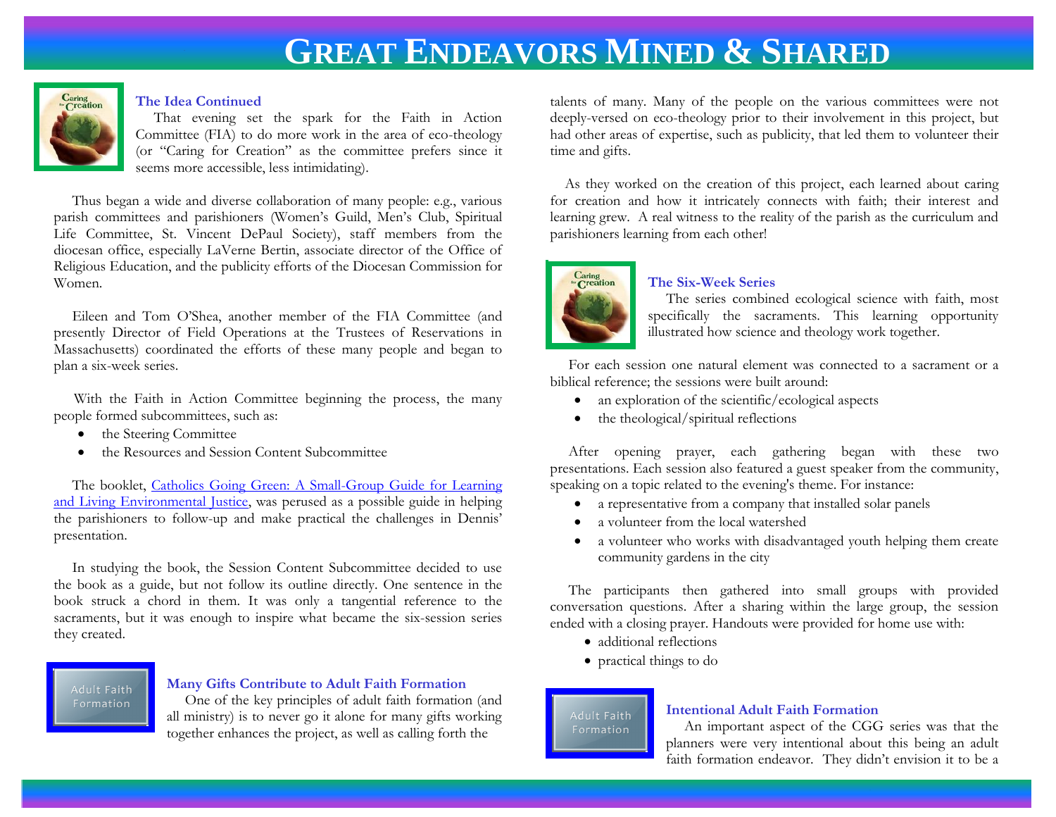# GREAT ENDEAVORS MINED & SHARED

### The Idea Continued

That evening set the spark for the Faith in Action Committee (FIA) to do more work in the area of eco-theology (or "Caring for Creation" as the committee prefers since it seems more accessible, less intimidating).

Thus began a wide and diverse collaboration of many people: e.g., various parish committees and parishioners (Women's Guild, Men's Club, Spiritual Life Committee, St. Vincent DePaul Society), staff members from the diocesan office, especially LaVerne Bertin, associate director of the Office of Religious Education, and the publicity efforts of the Diocesan Commission for Women.

Eileen and Tom O'Shea, another member of the FIA Committee (and presently Director of Field Operations at the Trustees of Reservations in Massachusetts) coordinated the efforts of these many people and began to plan a six-week series.

With the Faith in Action Committee beginning the process, the many people formed subcommittees, such as:

- the Steering Committee
- the Resources and Session Content Subcommittee

The booklet, Catholics Going Green: A Small-Group Guide for Learning and Living Environmental Justice, was perused as a possible guide in helping the parishioners to follow-up and make practical the challenges in Dennis' presentation.

In studying the book, the Session Content Subcommittee decided to use the book as a guide, but not follow its outline directly. One sentence in the book struck a chord in them. It was only a tangential reference to the sacraments, but it was enough to inspire what became the six-session series they created.

### Many Gifts Contribute to Adult Faith Formation

One of the key principles of adult faith formation (and all ministry) is to never go it alone for many gifts working together enhances the project, as well as calling forth the talents of many. Many of the people on the various committees were not deeply-versed on eco-theology prior to their involvement in this project, but had other areas of expertise, such as publicity, that led them to volunteer their time and gifts.

As they worked on the creation of this project, each learned about caring for creation and how it intricately connects with faith; their interest and learning grew. A real witness to the reality of the parish as the curriculum and parishioners learning from each other!

### The Six-Week Series

The series combined ecological science with faith, most specifically the sacraments. This learning opportunity illustrated how science and theology work together.

For each session one natural element was connected to a sacrament or a biblical reference; the sessions were built around:

- an exploration of the scientific/ecological aspects
- the theological/spiritual reflections

After opening prayer, each gathering began with these two presentations. Each session also featured a guest speaker from the community, speaking on a topic related to the evening's theme. For instance:

- a representative from a company that installed solar panels
- a volunteer from the local watershed
- a volunteer who works with disadvantaged youth helping them create community gardens in the city

The participants then gathered into small groups with provided conversation questions. After a sharing within the large group, the session ended with a closing prayer. Handouts were provided for home use with:

- additional reflections
- practical things to do

### Intentional Adult Faith Formation

An important aspect of the CGG series was that the planners were very intentional about this being an adult faith formation endeavor. They didn't envision it to be a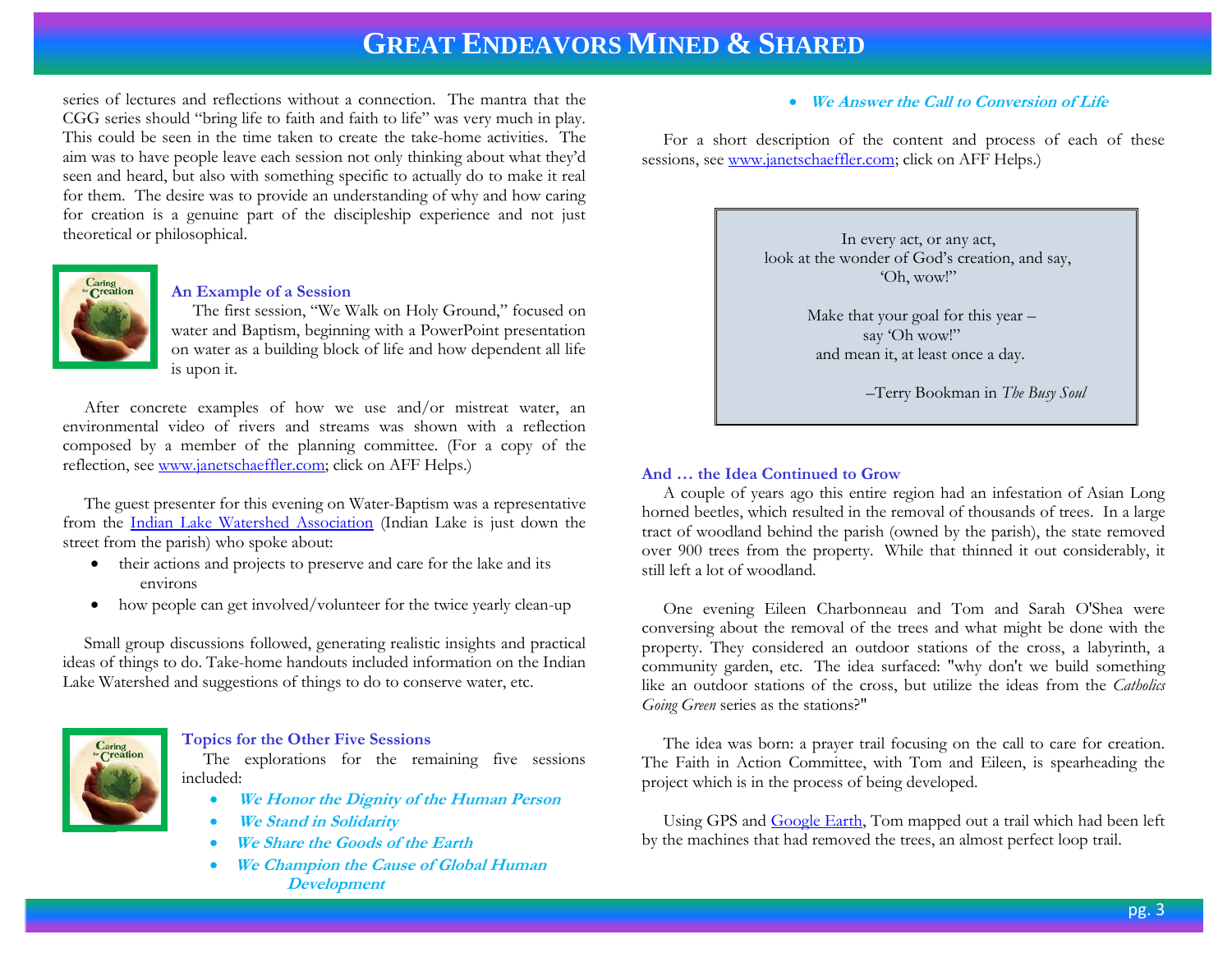series of lectures and reflections without a connection. The mantra that the CGG series should "bring life to faith and faith to life" was very much in play. This could be seen in the time taken to create the take-home activities. The aim was to have people leave each session not only thinking about what they'd seen and heard, but also with something specific to actually do to make it real for them. The desire was to provide an understanding of why and how caring for creation is a genuine part of the discipleship experience and not just theoretical or philosophical.

### An Example of a Session

The first session, "We Walk on Holy Ground," focused on water and Baptism, beginning with a PowerPoint presentation on water as a building block of life and how dependent all life is upon it.

After concrete examples of how we use and/or mistreat water, an environmental video of rivers and streams was shown with a reflection composed by a member of the planning committee. (For a copy of the reflection, see www.janetschaeffler.com; click on AFF Helps.)

The guest presenter for this evening on Water-Baptism was a representative from the Indian Lake Watershed Association (Indian Lake is just down the street from the parish) who spoke about:

- their actions and projects to preserve and care for the lake and its environs
- how people can get involved/volunteer for the twice yearly clean-up

Small group discussions followed, generating realistic insights and practical ideas of things to do. Take-home handouts included information on the Indian Lake Watershed and suggestions of things to do to conserve water, etc.

### Topics for the Other Five Sessions

The explorations for the remaining five sessions included:

- ***We Honor the Dignity of the Human Person***
- ***We Stand in Solidarity***
- ***We Share the Goods of the Earth***
- ***We Champion the Cause of Global Human Development***
- ***We Answer the Call to Conversion of Life***

For a short description of the content and process of each of these sessions, see www.janetschaeffler.com; click on AFF Helps.)

> In every act, or any act,
> look at the wonder of God's creation, and say,
> 'Oh, wow!"
>
> Make that your goal for this year –
> say 'Oh wow!"
> and mean it, at least once a day.
>
> –Terry Bookman in *The Busy Soul*

### And … the Idea Continued to Grow

A couple of years ago this entire region had an infestation of Asian Long horned beetles, which resulted in the removal of thousands of trees. In a large tract of woodland behind the parish (owned by the parish), the state removed over 900 trees from the property. While that thinned it out considerably, it still left a lot of woodland.

One evening Eileen Charbonneau and Tom and Sarah O'Shea were conversing about the removal of the trees and what might be done with the property. They considered an outdoor stations of the cross, a labyrinth, a community garden, etc. The idea surfaced: "why don't we build something like an outdoor stations of the cross, but utilize the ideas from the *Catholics Going Green* series as the stations?"

The idea was born: a prayer trail focusing on the call to care for creation. The Faith in Action Committee, with Tom and Eileen, is spearheading the project which is in the process of being developed.

Using GPS and Google Earth, Tom mapped out a trail which had been left by the machines that had removed the trees, an almost perfect loop trail.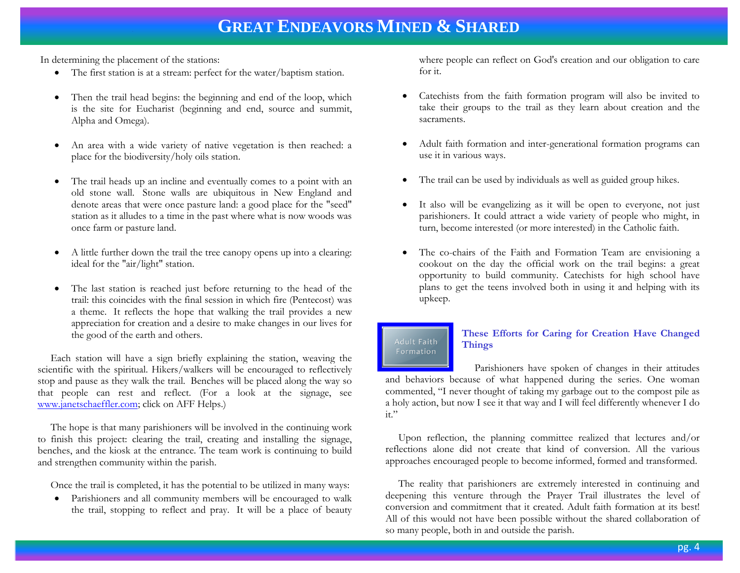In determining the placement of the stations:

- The first station is at a stream: perfect for the water/baptism station.
- Then the trail head begins: the beginning and end of the loop, which is the site for Eucharist (beginning and end, source and summit, Alpha and Omega).
- An area with a wide variety of native vegetation is then reached: a place for the biodiversity/holy oils station.
- The trail heads up an incline and eventually comes to a point with an old stone wall. Stone walls are ubiquitous in New England and denote areas that were once pasture land: a good place for the "seed" station as it alludes to a time in the past where what is now woods was once farm or pasture land.
- A little further down the trail the tree canopy opens up into a clearing: ideal for the "air/light" station.
- The last station is reached just before returning to the head of the trail: this coincides with the final session in which fire (Pentecost) was a theme. It reflects the hope that walking the trail provides a new appreciation for creation and a desire to make changes in our lives for the good of the earth and others.

Each station will have a sign briefly explaining the station, weaving the scientific with the spiritual. Hikers/walkers will be encouraged to reflectively stop and pause as they walk the trail. Benches will be placed along the way so that people can rest and reflect. (For a look at the signage, see www.janetschaeffler.com; click on AFF Helps.)

The hope is that many parishioners will be involved in the continuing work to finish this project: clearing the trail, creating and installing the signage, benches, and the kiosk at the entrance. The team work is continuing to build and strengthen community within the parish.

Once the trail is completed, it has the potential to be utilized in many ways:

- Parishioners and all community members will be encouraged to walk the trail, stopping to reflect and pray. It will be a place of beauty where people can reflect on God's creation and our obligation to care for it.
- Catechists from the faith formation program will also be invited to take their groups to the trail as they learn about creation and the sacraments.
- Adult faith formation and inter-generational formation programs can use it in various ways.
- The trail can be used by individuals as well as guided group hikes.
- It also will be evangelizing as it will be open to everyone, not just parishioners. It could attract a wide variety of people who might, in turn, become interested (or more interested) in the Catholic faith.
- The co-chairs of the Faith and Formation Team are envisioning a cookout on the day the official work on the trail begins: a great opportunity to build community. Catechists for high school have plans to get the teens involved both in using it and helping with its upkeep.

Adult Faith Formation

### These Efforts for Caring for Creation Have Changed Things

Parishioners have spoken of changes in their attitudes and behaviors because of what happened during the series. One woman commented, “I never thought of taking my garbage out to the compost pile as a holy action, but now I see it that way and I will feel differently whenever I do it.”

Upon reflection, the planning committee realized that lectures and/or reflections alone did not create that kind of conversion. All the various approaches encouraged people to become informed, formed and transformed.

The reality that parishioners are extremely interested in continuing and deepening this venture through the Prayer Trail illustrates the level of conversion and commitment that it created. Adult faith formation at its best! All of this would not have been possible without the shared collaboration of so many people, both in and outside the parish.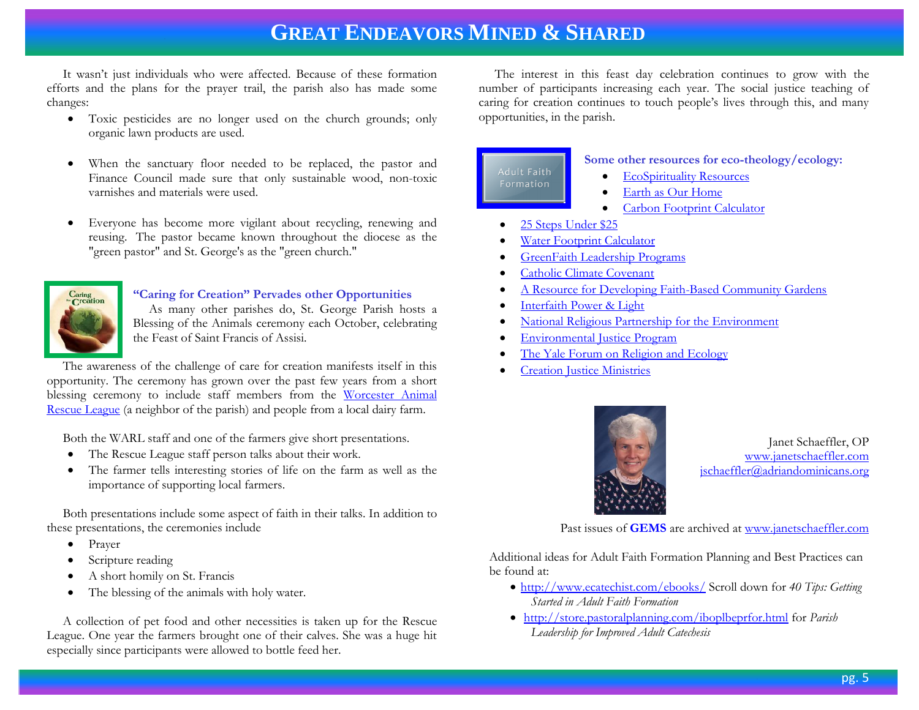It wasn't just individuals who were affected. Because of these formation efforts and the plans for the prayer trail, the parish also has made some changes:

- Toxic pesticides are no longer used on the church grounds; only organic lawn products are used.
- When the sanctuary floor needed to be replaced, the pastor and Finance Council made sure that only sustainable wood, non-toxic varnishes and materials were used.
- Everyone has become more vigilant about recycling, renewing and reusing. The pastor became known throughout the diocese as the "green pastor" and St. George's as the "green church."

### "Caring for Creation" Pervades other Opportunities

As many other parishes do, St. George Parish hosts a Blessing of the Animals ceremony each October, celebrating the Feast of Saint Francis of Assisi.

The awareness of the challenge of care for creation manifests itself in this opportunity. The ceremony has grown over the past few years from a short blessing ceremony to include staff members from the Worcester Animal Rescue League (a neighbor of the parish) and people from a local dairy farm.

Both the WARL staff and one of the farmers give short presentations.

- The Rescue League staff person talks about their work.
- The farmer tells interesting stories of life on the farm as well as the importance of supporting local farmers.

Both presentations include some aspect of faith in their talks. In addition to these presentations, the ceremonies include

- Prayer
- Scripture reading
- A short homily on St. Francis
- The blessing of the animals with holy water.

A collection of pet food and other necessities is taken up for the Rescue League. One year the farmers brought one of their calves. She was a huge hit especially since participants were allowed to bottle feed her.

The interest in this feast day celebration continues to grow with the number of participants increasing each year. The social justice teaching of caring for creation continues to touch people's lives through this, and many opportunities, in the parish.

Adult Faith Formation

### Some other resources for eco-theology/ecology:

- EcoSpirituality Resources
- Earth as Our Home
- Carbon Footprint Calculator
- 25 Steps Under $25
- Water Footprint Calculator
- GreenFaith Leadership Programs
- Catholic Climate Covenant
- A Resource for Developing Faith-Based Community Gardens
- Interfaith Power & Light
- National Religious Partnership for the Environment
- Environmental Justice Program
- The Yale Forum on Religion and Ecology
- Creation Justice Ministries

Janet Schaeffler, OP
www.janetschaeffler.com
jschaeffler@adriandominicans.org

Past issues of **GEMS** are archived at www.janetschaeffler.com

Additional ideas for Adult Faith Formation Planning and Best Practices can be found at:

- http://www.ecatechist.com/ebooks/ Scroll down for *40 Tips: Getting Started in Adult Faith Formation*
- http://store.pastoralplanning.com/iboplbeprfor.html for *Parish Leadership for Improved Adult Catechesis*